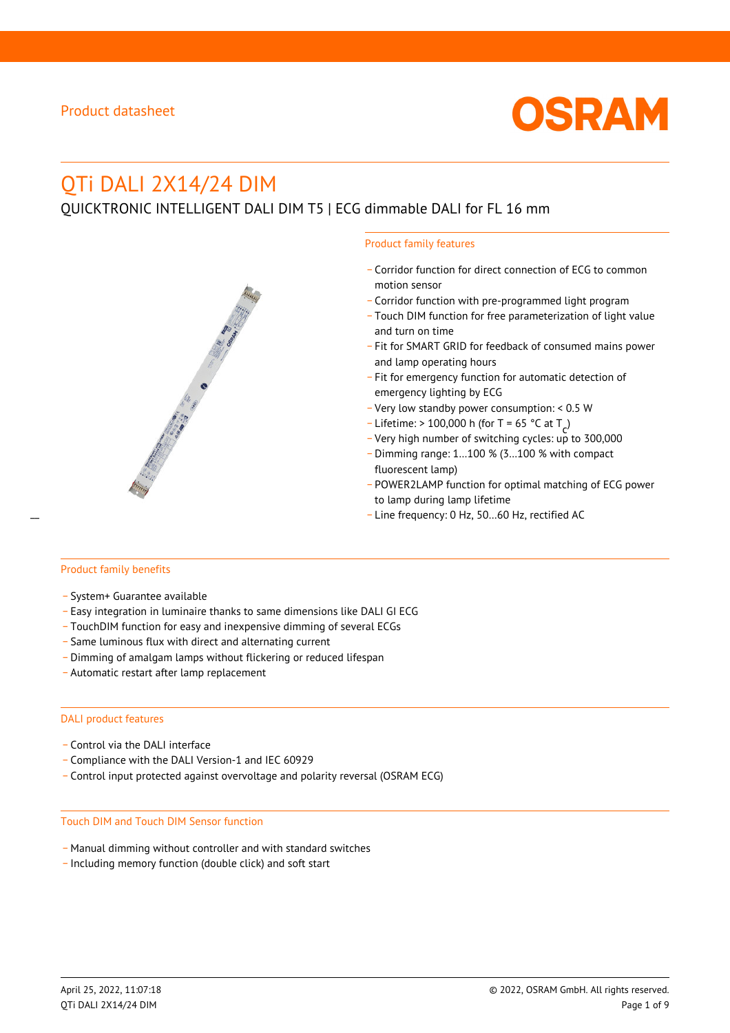Product datasheet

# QTi DALI 2X14/24 DIM

QUICKTRONIC INTELLIGENT DALI DIM T5 | ECG dimmable DALI for FL 16 mm

## Product family features

- Corridor function for direct connection of ECG to common motion sensor
- Corridor function with pre-programmed light program
- Touch DIM function for free parameterization of light value and turn on time
- Fit for SMART GRID for feedback of consumed mains power and lamp operating hours
- Fit for emergency function for automatic detection of emergency lighting by ECG
- Very low standby power consumption: < 0.5 W
- Lifetime: > 100,000 h (for T = 65 °C at $T_c$)
- Very high number of switching cycles: up to 300,000
- Dimming range: 1…100 % (3…100 % with compact fluorescent lamp)
- POWER2LAMP function for optimal matching of ECG power to lamp during lamp lifetime
- Line frequency: 0 Hz, 50…60 Hz, rectified AC

## Product family benefits

- System+ Guarantee available
- Easy integration in luminaire thanks to same dimensions like DALI GI ECG
- TouchDIM function for easy and inexpensive dimming of several ECGs
- Same luminous flux with direct and alternating current
- Dimming of amalgam lamps without flickering or reduced lifespan
- Automatic restart after lamp replacement

## DALI product features

- Control via the DALI interface
- Compliance with the DALI Version-1 and IEC 60929
- Control input protected against overvoltage and polarity reversal (OSRAM ECG)

## Touch DIM and Touch DIM Sensor function

- Manual dimming without controller and with standard switches
- Including memory function (double click) and soft start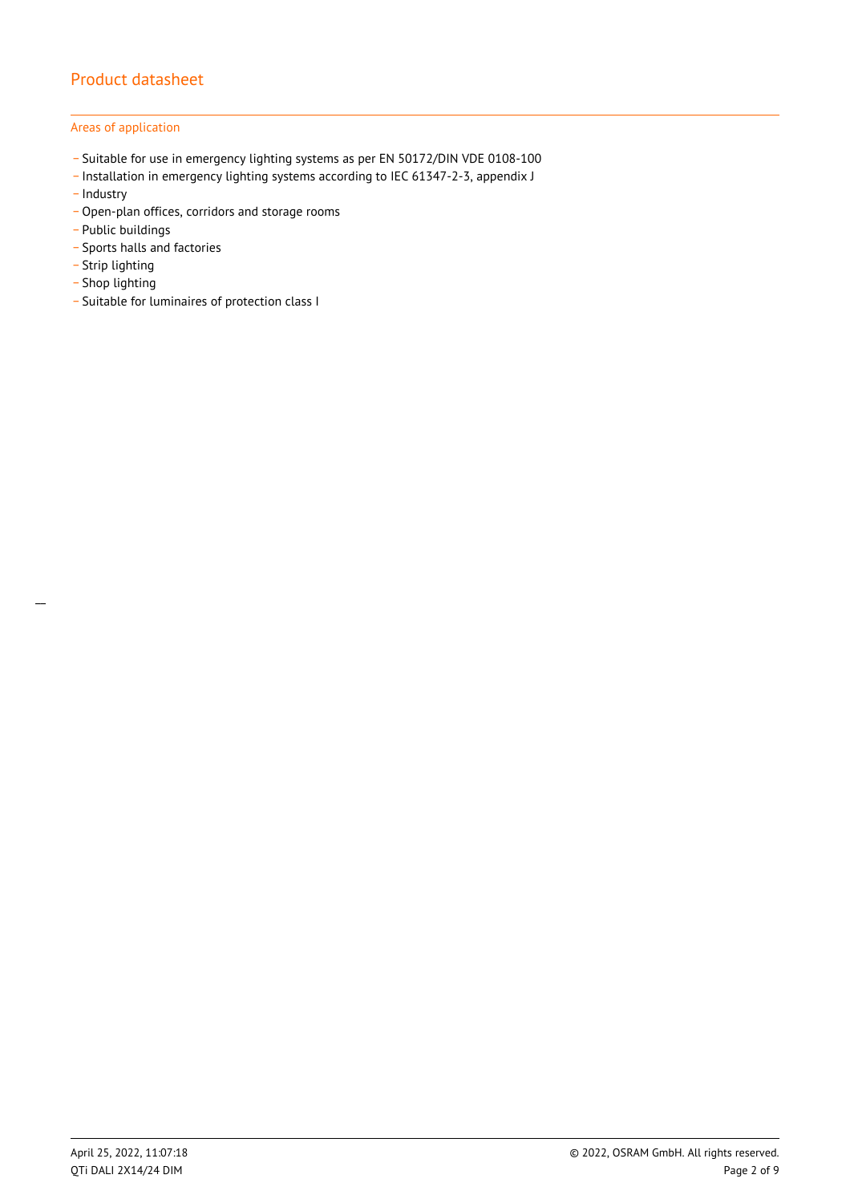## Areas of application

- Suitable for use in emergency lighting systems as per EN 50172/DIN VDE 0108-100
- Installation in emergency lighting systems according to IEC 61347-2-3, appendix J
- Industry
- Open-plan offices, corridors and storage rooms
- Public buildings
- Sports halls and factories
- Strip lighting
- Shop lighting
- Suitable for luminaires of protection class I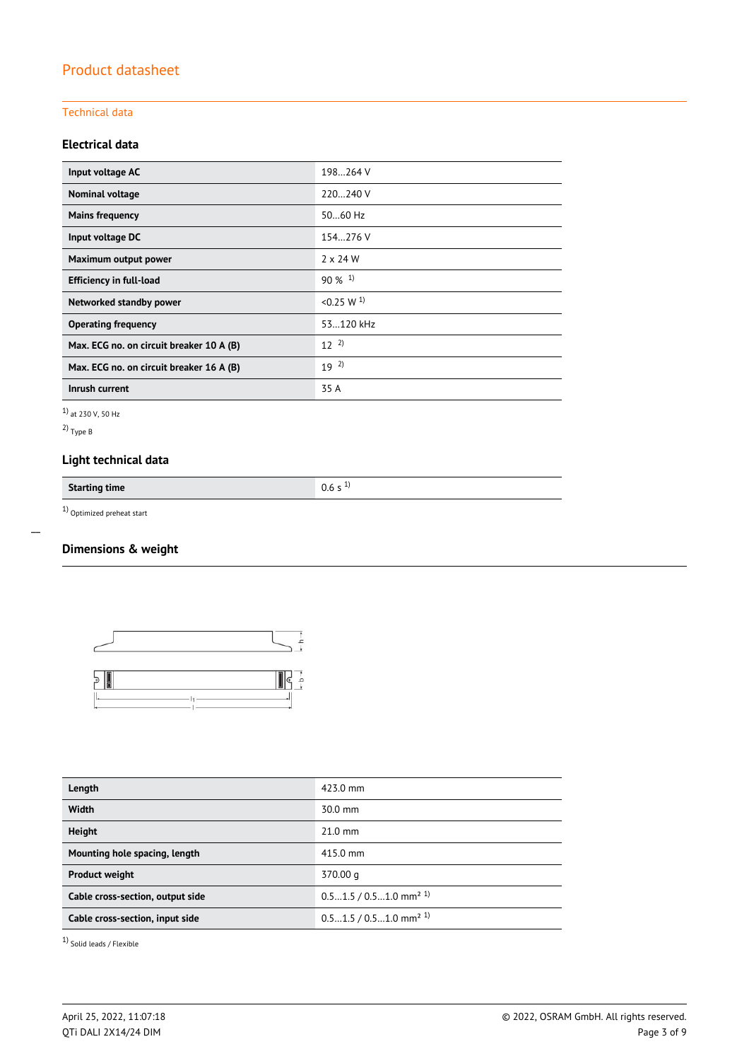# Product datasheet

## Technical data

### Electrical data

| Input voltage AC | 198…264 V |
|---|---|
| Nominal voltage | 220…240 V |
| Mains frequency | 50…60 Hz |
| Input voltage DC | 154…276 V |
| Maximum output power | 2 x 24 W |
| Efficiency in full-load | 90 % [1] |
| Networked standby power | <0.25 W [1] |
| Operating frequency | 53…120 kHz |
| Max. ECG no. on circuit breaker 10 A (B) | 12 [2] |
| Max. ECG no. on circuit breaker 16 A (B) | 19 [2] |
| Inrush current | 35 A |

[1] at 230 V, 50 Hz

[2] Type B

### Light technical data

| Starting time | 0.6 s [1] |
|---|---|

[1] Optimized preheat start

### Dimensions & weight

| Length | 423.0 mm |
|---|---|
| Width | 30.0 mm |
| Height | 21.0 mm |
| Mounting hole spacing, length | 415.0 mm |
| Product weight | 370.00 g |
| Cable cross-section, output side | 0.5…1.5 / 0.5…1.0 mm² [1] |
| Cable cross-section, input side | 0.5…1.5 / 0.5…1.0 mm² [1] |

[1] Solid leads / Flexible

April 25, 2022, 11:07:18
QTi DALI 2X14/24 DIM
© 2022, OSRAM GmbH. All rights reserved.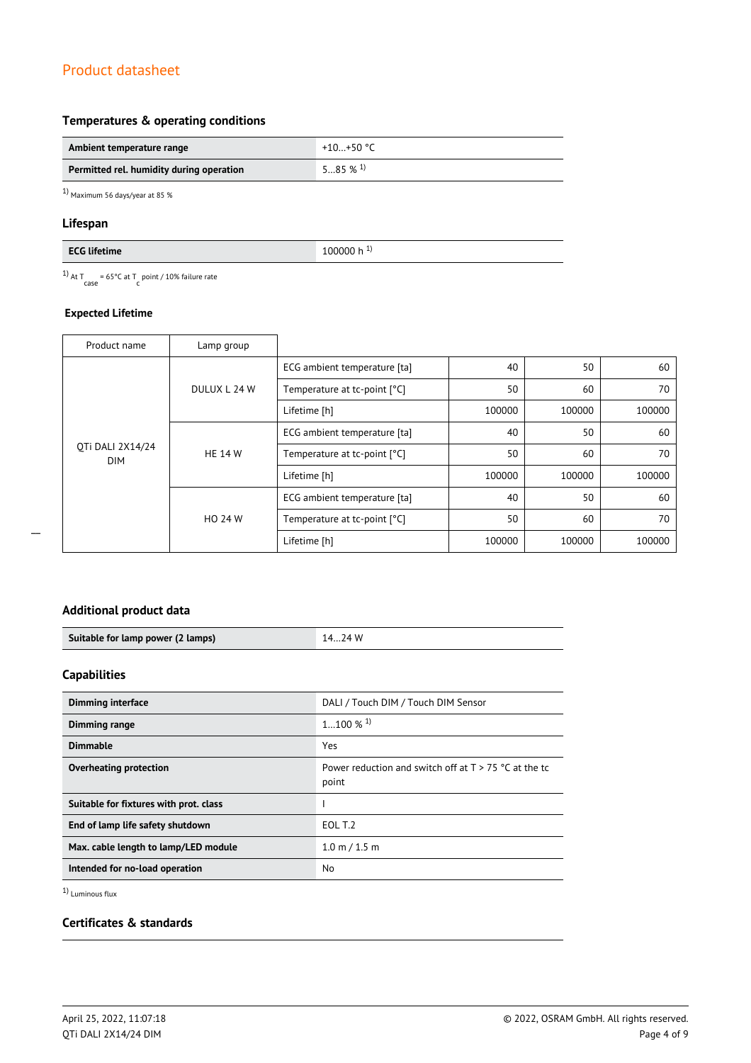## Product datasheet

### Temperatures & operating conditions

| Ambient temperature range | +10…+50 °C |
|---|---|
| Permitted rel. humidity during operation | 5…85 % [1] |

[1] Maximum 56 days/year at 85 %

### Lifespan

| ECG lifetime | 100000 h [1] |
|---|---|

[1] At $T_{case}$ = 65°C at $T_c$ point / 10% failure rate

### Expected Lifetime

| Product name | Lamp group | | | | |
|---|---|---|---|---|---|
| QTi DALI 2X14/24 DIM | DULUX L 24 W | ECG ambient temperature [ta] | 40 | 50 | 60 |
| | | Temperature at tc-point [°C] | 50 | 60 | 70 |
| | | Lifetime [h] | 100000 | 100000 | 100000 |
| | HE 14 W | ECG ambient temperature [ta] | 40 | 50 | 60 |
| | | Temperature at tc-point [°C] | 50 | 60 | 70 |
| | | Lifetime [h] | 100000 | 100000 | 100000 |
| | HO 24 W | ECG ambient temperature [ta] | 40 | 50 | 60 |
| | | Temperature at tc-point [°C] | 50 | 60 | 70 |
| | | Lifetime [h] | 100000 | 100000 | 100000 |

### Additional product data

| Suitable for lamp power (2 lamps) | 14…24 W |
|---|---|

### Capabilities

| Dimming interface | DALI / Touch DIM / Touch DIM Sensor |
|---|---|
| Dimming range | 1…100 % [1] |
| Dimmable | Yes |
| Overheating protection | Power reduction and switch off at T > 75 °C at the tc point |
| Suitable for fixtures with prot. class | I |
| End of lamp life safety shutdown | EOL T.2 |
| Max. cable length to lamp/LED module | 1.0 m / 1.5 m |
| Intended for no-load operation | No |

[1] Luminous flux

### Certificates & standards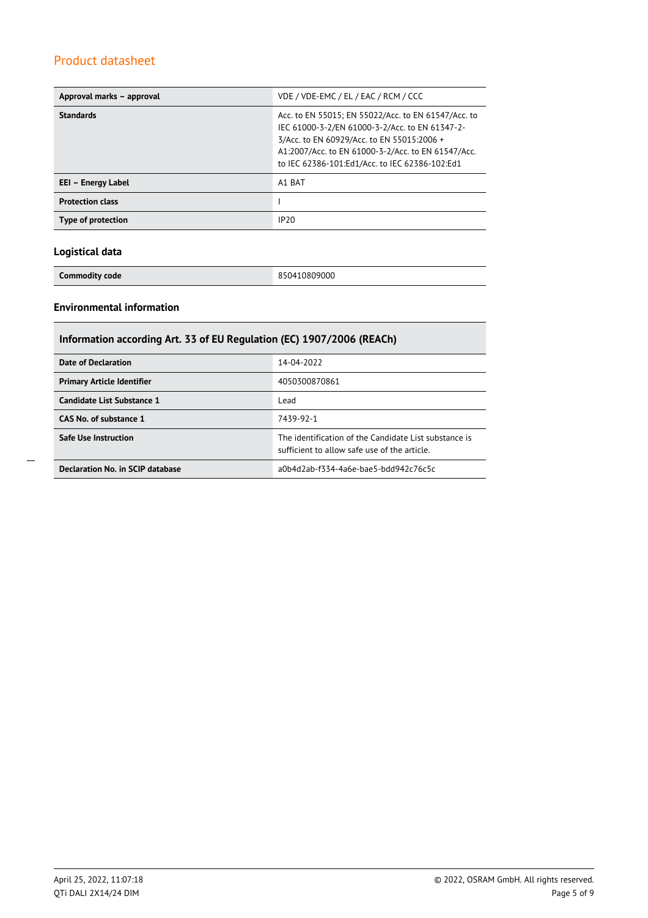| Approval marks – approval | VDE / VDE-EMC / EL / EAC / RCM / CCC |
|---|---|
| **Standards** | Acc. to EN 55015; EN 55022/Acc. to EN 61547/Acc. to IEC 61000-3-2/EN 61000-3-2/Acc. to EN 61347-2-3/Acc. to EN 60929/Acc. to EN 55015:2006 + A1:2007/Acc. to EN 61000-3-2/Acc. to EN 61547/Acc. to IEC 62386-101:Ed1/Acc. to IEC 62386-102:Ed1 |
| **EEI – Energy Label** | A1 BAT |
| **Protection class** | I |
| **Type of protection** | IP20 |

### Logistical data

| Commodity code | 850410809000 |
|---|---|

### Environmental information

| Information according Art. 33 of EU Regulation (EC) 1907/2006 (REACh) | |
|---|---|
| **Date of Declaration** | 14-04-2022 |
| **Primary Article Identifier** | 4050300870861 |
| **Candidate List Substance 1** | Lead |
| **CAS No. of substance 1** | 7439-92-1 |
| **Safe Use Instruction** | The identification of the Candidate List substance is sufficient to allow safe use of the article. |
| **Declaration No. in SCIP database** | a0b4d2ab-f334-4a6e-bae5-bdd942c76c5c |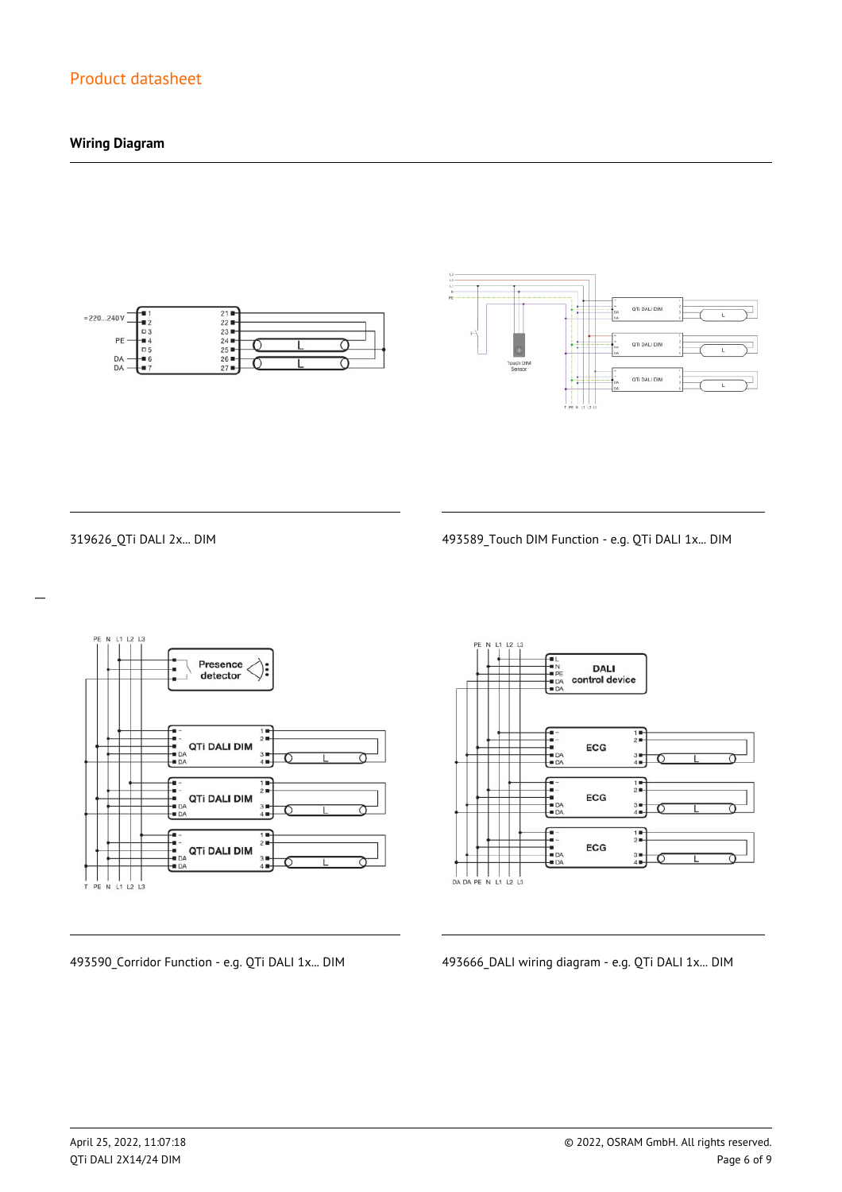## Wiring Diagram

319626_QTi DALI 2x... DIM

493589_Touch DIM Function - e.g. QTi DALI 1x... DIM

493590_Corridor Function - e.g. QTi DALI 1x... DIM

493666_DALI wiring diagram - e.g. QTi DALI 1x... DIM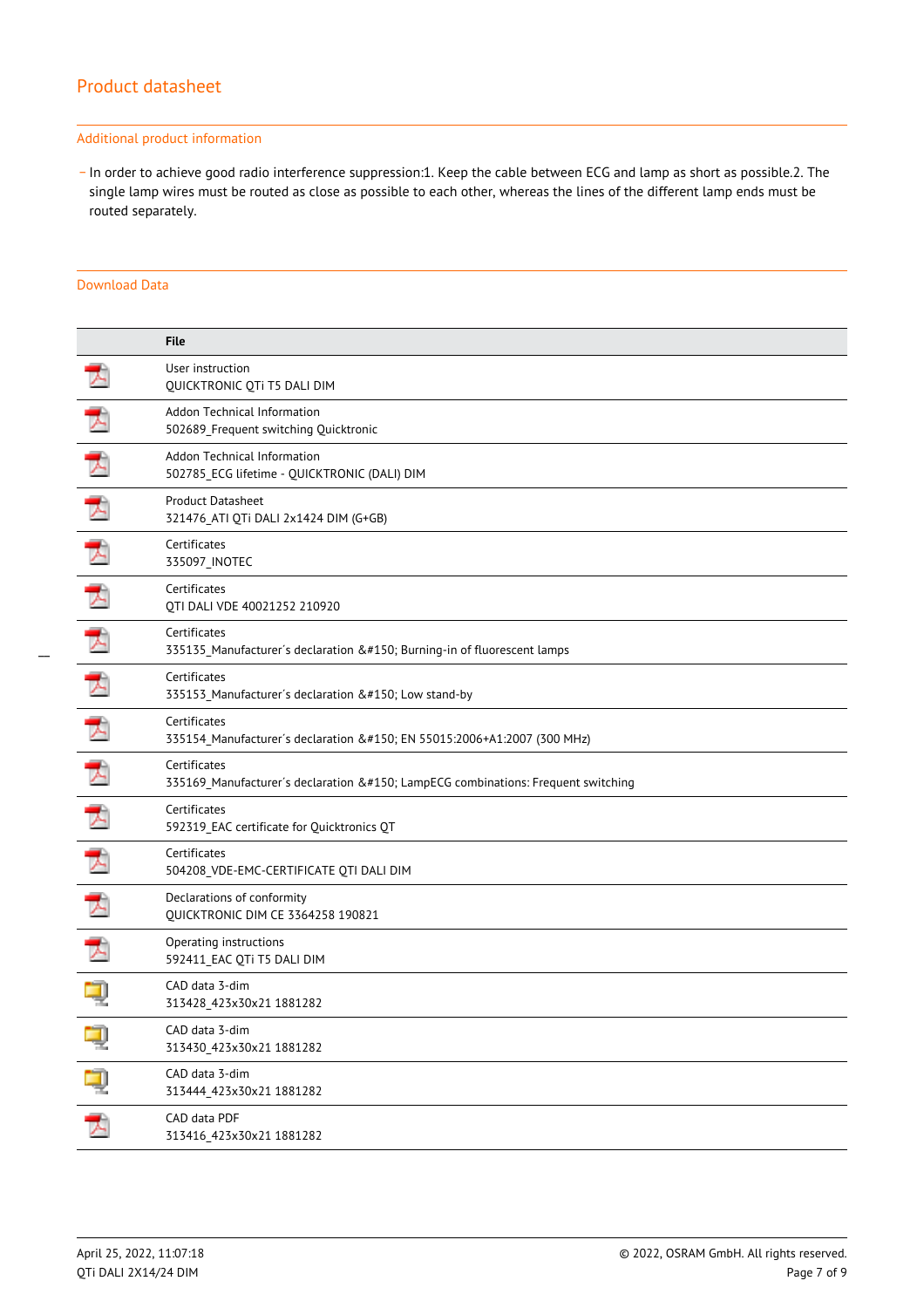## Additional product information

- In order to achieve good radio interference suppression:1. Keep the cable between ECG and lamp as short as possible.2. The single lamp wires must be routed as close as possible to each other, whereas the lines of the different lamp ends must be routed separately.

## Download Data

| | File |
|---|---|
| | User instruction<br>QUICKTRONIC QTi T5 DALI DIM |
| | Addon Technical Information<br>502689_Frequent switching Quicktronic |
| | Addon Technical Information<br>502785_ECG lifetime - QUICKTRONIC (DALI) DIM |
| | Product Datasheet<br>321476_ATI QTi DALI 2x1424 DIM (G+GB) |
| | Certificates<br>335097_INOTEC |
| | Certificates<br>QTI DALI VDE 40021252 210920 |
| | Certificates<br>335135_Manufacturer´s declaration &#150; Burning-in of fluorescent lamps |
| | Certificates<br>335153_Manufacturer´s declaration &#150; Low stand-by |
| | Certificates<br>335154_Manufacturer´s declaration &#150; EN 55015:2006+A1:2007 (300 MHz) |
| | Certificates<br>335169_Manufacturer´s declaration &#150; LampECG combinations: Frequent switching |
| | Certificates<br>592319_EAC certificate for Quicktronics QT |
| | Certificates<br>504208_VDE-EMC-CERTIFICATE QTI DALI DIM |
| | Declarations of conformity<br>QUICKTRONIC DIM CE 3364258 190821 |
| | Operating instructions<br>592411_EAC QTi T5 DALI DIM |
| | CAD data 3-dim<br>313428_423x30x21 1881282 |
| | CAD data 3-dim<br>313430_423x30x21 1881282 |
| | CAD data 3-dim<br>313444_423x30x21 1881282 |
| | CAD data PDF<br>313416_423x30x21 1881282 |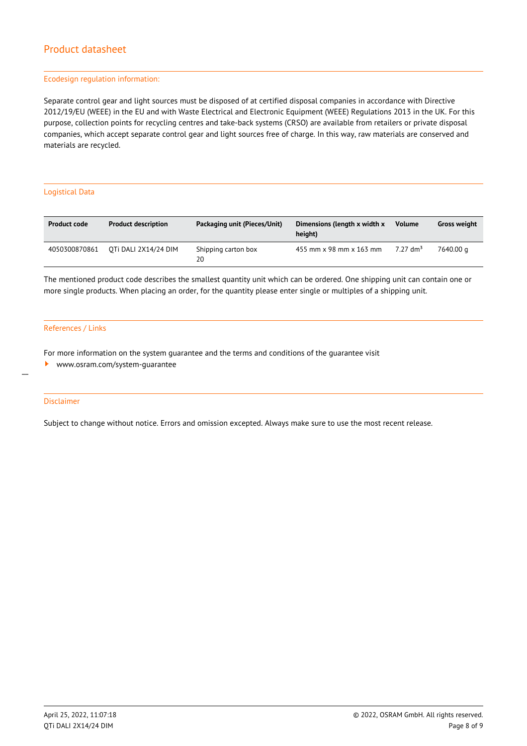# Product datasheet

## Ecodesign regulation information:

Separate control gear and light sources must be disposed of at certified disposal companies in accordance with Directive 2012/19/EU (WEEE) in the EU and with Waste Electrical and Electronic Equipment (WEEE) Regulations 2013 in the UK. For this purpose, collection points for recycling centres and take-back systems (CRSO) are available from retailers or private disposal companies, which accept separate control gear and light sources free of charge. In this way, raw materials are conserved and materials are recycled.

## Logistical Data

| Product code | Product description | Packaging unit (Pieces/Unit) | Dimensions (length x width x height) | Volume | Gross weight |
|---|---|---|---|---|---|
| 4050300870861 | QTi DALI 2X14/24 DIM | Shipping carton box 20 | 455 mm x 98 mm x 163 mm | 7.27 $dm^3$ | 7640.00 g |

The mentioned product code describes the smallest quantity unit which can be ordered. One shipping unit can contain one or more single products. When placing an order, for the quantity please enter single or multiples of a shipping unit.

## References / Links

For more information on the system guarantee and the terms and conditions of the guarantee visit

- www.osram.com/system-guarantee

## Disclaimer

Subject to change without notice. Errors and omission excepted. Always make sure to use the most recent release.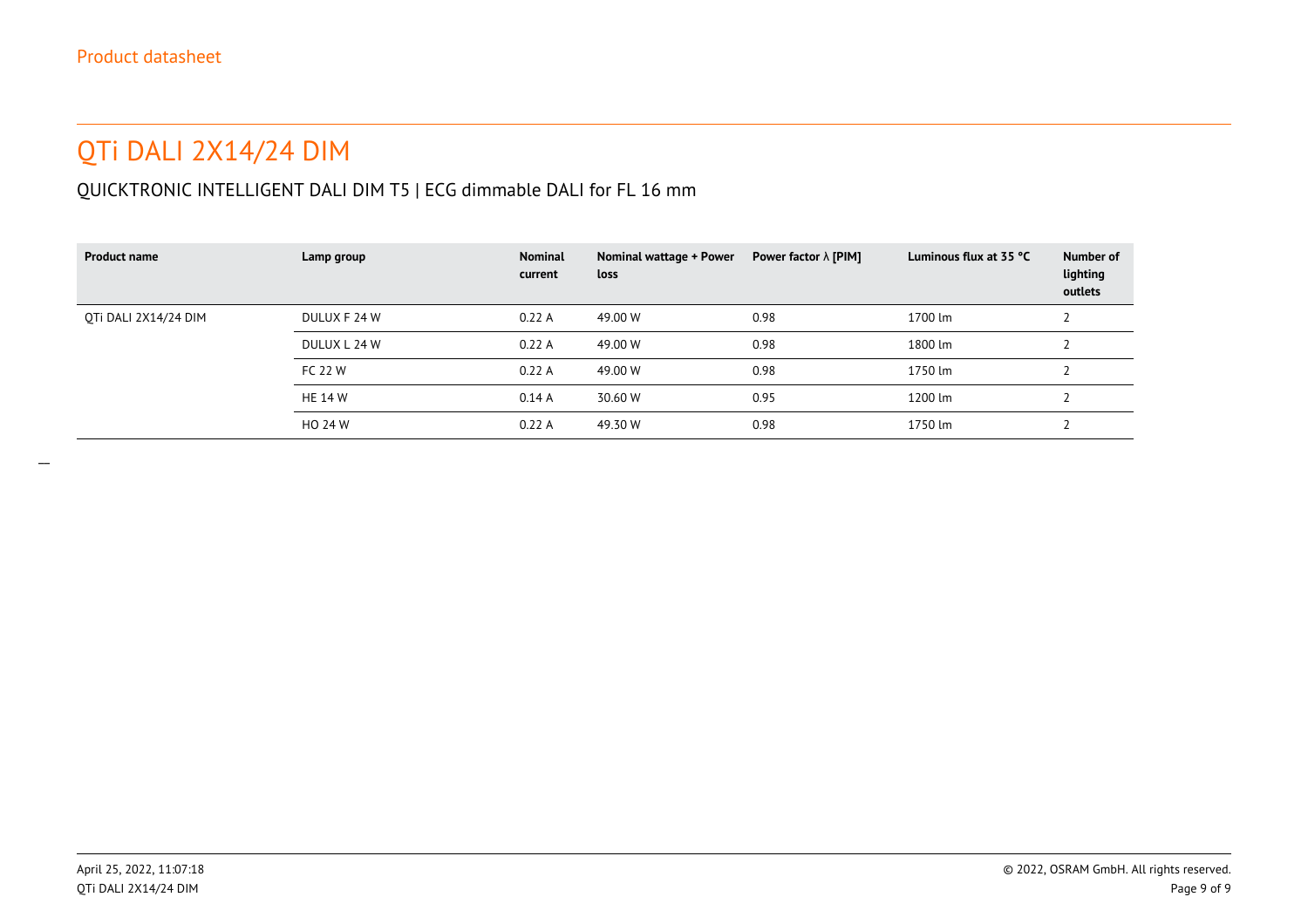# QTi DALI 2X14/24 DIM

## QUICKTRONIC INTELLIGENT DALI DIM T5 | ECG dimmable DALI for FL 16 mm

| Product name | Lamp group | Nominal current | Nominal wattage + Power loss | Power factor λ [PIM] | Luminous flux at 35 °C | Number of lighting outlets |
|---|---|---|---|---|---|---|
| QTi DALI 2X14/24 DIM | DULUX F 24 W | 0.22 A | 49.00 W | 0.98 | 1700 lm | 2 |
| | DULUX L 24 W | 0.22 A | 49.00 W | 0.98 | 1800 lm | 2 |
| | FC 22 W | 0.22 A | 49.00 W | 0.98 | 1750 lm | 2 |
| | HE 14 W | 0.14 A | 30.60 W | 0.95 | 1200 lm | 2 |
| | HO 24 W | 0.22 A | 49.30 W | 0.98 | 1750 lm | 2 |